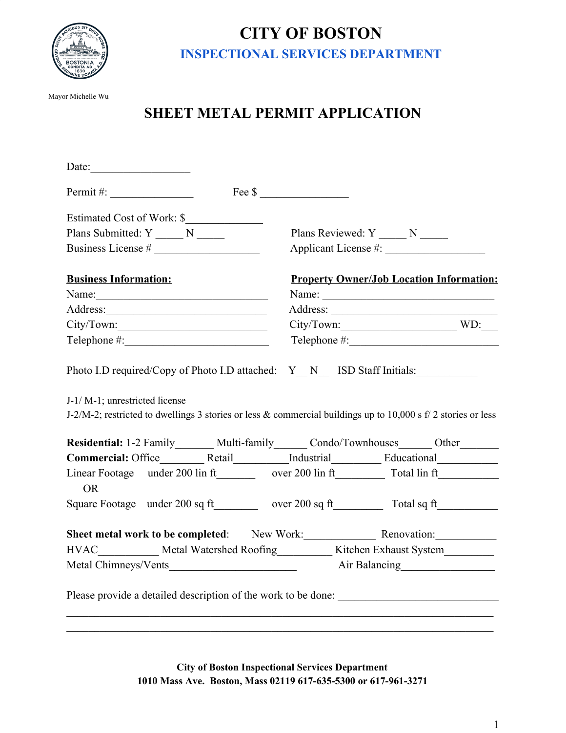# CITY OF BOSTON

## INSPECTIONAL SERVICES DEPARTMENT

Mayor Michelle Wu

## SHEET METAL PERMIT APPLICATION

Date:__________________

Permit #: _______________ Fee $ ________________

Estimated Cost of Work: $______________

Plans Submitted: Y _____ N _____ Plans Reviewed: Y _____ N _____

Business License # ___________________ Applicant License #: __________________

**Business Information:**

Name:________________________________

Address:_____________________________

City/Town:___________________________

Telephone #:_________________________

**Property Owner/Job Location Information:**

Name: ________________________________

Address: _____________________________

City/Town:_____________________ WD:___

Telephone #:___________________________

Photo I.D required/Copy of Photo I.D attached: Y__ N__ ISD Staff Initials:___________

J-1/ M-1; unrestricted license

J-2/M-2; restricted to dwellings 3 stories or less & commercial buildings up to 10,000 s f/ 2 stories or less

**Residential:** 1-2 Family_______ Multi-family______ Condo/Townhouses______ Other_______

**Commercial:** Office________ Retail_________ Industrial_________ Educational___________

Linear Footage under 200 lin ft_______ over 200 lin ft_________ Total lin ft___________

OR

Square Footage under 200 sq ft________ over 200 sq ft_________ Total sq ft___________

**Sheet metal work to be completed**: New Work:_____________ Renovation:___________

HVAC___________ Metal Watershed Roofing__________ Kitchen Exhaust System_________

Metal Chimneys/Vents_______________________ Air Balancing_________________

Please provide a detailed description of the work to be done: _____________________________

________________________________________________________________________________

________________________________________________________________________________

**City of Boston Inspectional Services Department**

**1010 Mass Ave. Boston, Mass 02119 617-635-5300 or 617-961-3271**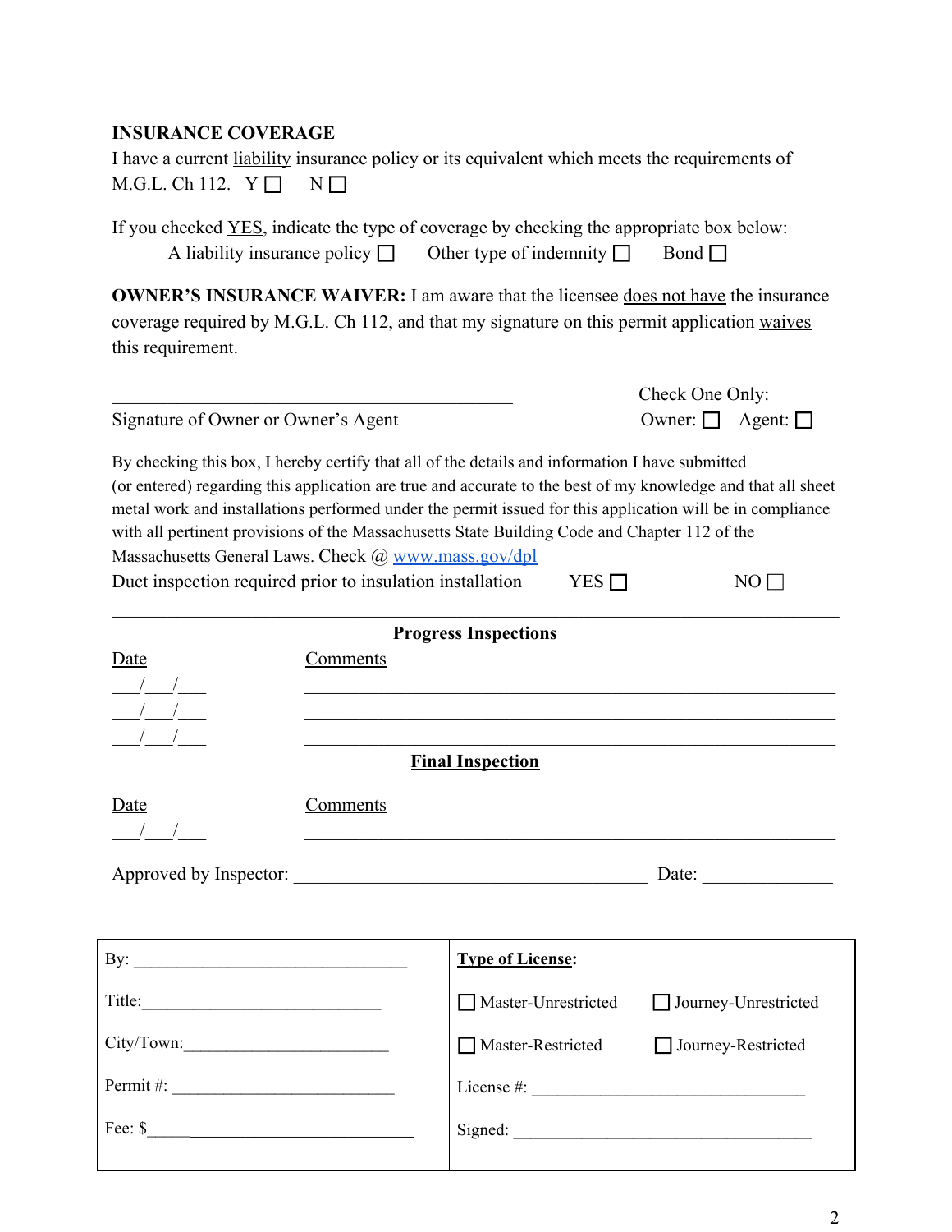**INSURANCE COVERAGE**

I have a current liability insurance policy or its equivalent which meets the requirements of M.G.L. Ch 112. Y ☐ N ☐

If you checked YES, indicate the type of coverage by checking the appropriate box below:

A liability insurance policy ☐ Other type of indemnity ☐ Bond ☐

**OWNER'S INSURANCE WAIVER:** I am aware that the licensee does not have the insurance coverage required by M.G.L. Ch 112, and that my signature on this permit application waives this requirement.

______________________________________________

Signature of Owner or Owner's Agent

Check One Only:
Owner: ☐ Agent: ☐

By checking this box, I hereby certify that all of the details and information I have submitted (or entered) regarding this application are true and accurate to the best of my knowledge and that all sheet metal work and installations performed under the permit issued for this application will be in compliance with all pertinent provisions of the Massachusetts State Building Code and Chapter 112 of the Massachusetts General Laws. Check @ www.mass.gov/dpl

Duct inspection required prior to insulation installation YES ☐ NO ☐

---

**Progress Inspections**

| Date | Comments |
|---|---|
| ___/___/___ | ____________________________________________ |
| ___/___/___ | ____________________________________________ |
| ___/___/___ | ____________________________________________ |

**Final Inspection**

| Date | Comments |
|---|---|
| ___/___/___ | ____________________________________________ |

Approved by Inspector: ________________________________________ Date: ______________

| | |
|---|---|
| By: _________________________________ | **Type of License:** |
| Title:_____________________________ | ☐ Master-Unrestricted ☐ Journey-Unrestricted |
| City/Town:________________________ | ☐ Master-Restricted ☐ Journey-Restricted |
| Permit #: __________________________ | License #: _________________________________ |
| Fee: $_____________________________ | Signed: ____________________________________ |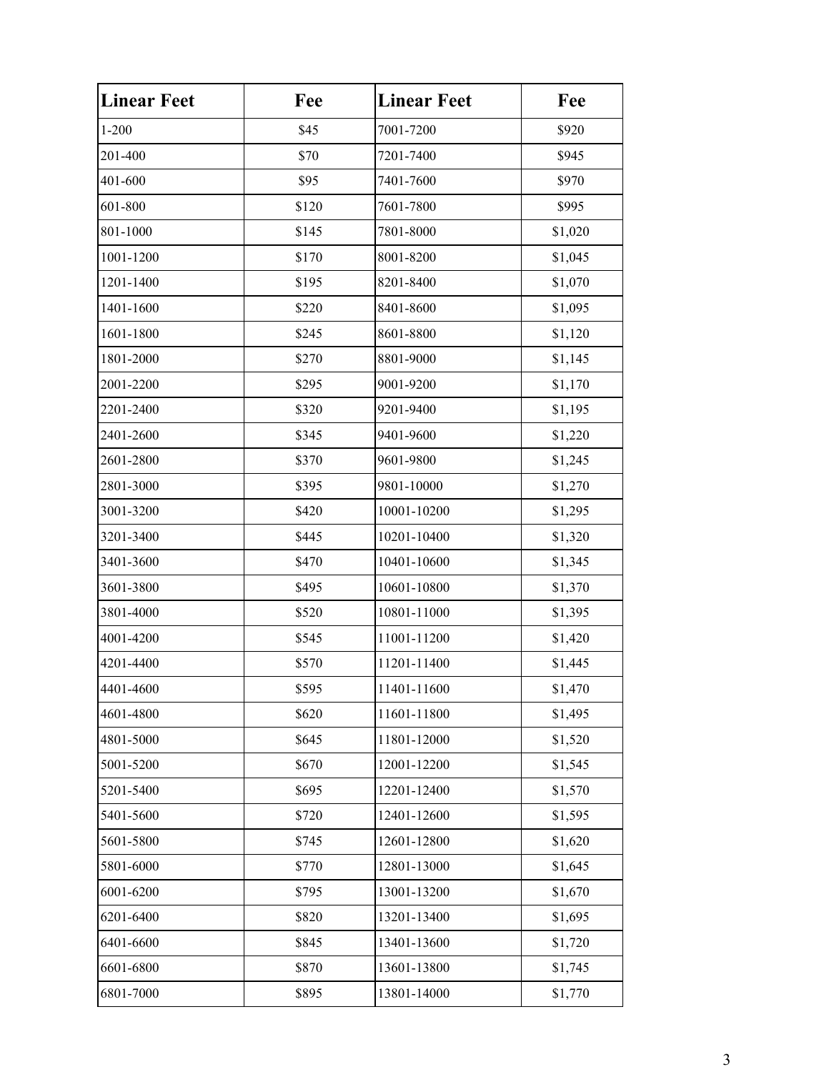| Linear Feet | Fee | Linear Feet | Fee |
| --- | --- | --- | --- |
| 1-200 | $45 | 7001-7200 | $920 |
| 201-400 | $70 | 7201-7400 | $945 |
| 401-600 | $95 | 7401-7600 | $970 |
| 601-800 | $120 | 7601-7800 | $995 |
| 801-1000 | $145 | 7801-8000 | $1,020 |
| 1001-1200 | $170 | 8001-8200 | $1,045 |
| 1201-1400 | $195 | 8201-8400 | $1,070 |
| 1401-1600 | $220 | 8401-8600 | $1,095 |
| 1601-1800 | $245 | 8601-8800 | $1,120 |
| 1801-2000 | $270 | 8801-9000 | $1,145 |
| 2001-2200 | $295 | 9001-9200 | $1,170 |
| 2201-2400 | $320 | 9201-9400 | $1,195 |
| 2401-2600 | $345 | 9401-9600 | $1,220 |
| 2601-2800 | $370 | 9601-9800 | $1,245 |
| 2801-3000 | $395 | 9801-10000 | $1,270 |
| 3001-3200 | $420 | 10001-10200 | $1,295 |
| 3201-3400 | $445 | 10201-10400 | $1,320 |
| 3401-3600 | $470 | 10401-10600 | $1,345 |
| 3601-3800 | $495 | 10601-10800 | $1,370 |
| 3801-4000 | $520 | 10801-11000 | $1,395 |
| 4001-4200 | $545 | 11001-11200 | $1,420 |
| 4201-4400 | $570 | 11201-11400 | $1,445 |
| 4401-4600 | $595 | 11401-11600 | $1,470 |
| 4601-4800 | $620 | 11601-11800 | $1,495 |
| 4801-5000 | $645 | 11801-12000 | $1,520 |
| 5001-5200 | $670 | 12001-12200 | $1,545 |
| 5201-5400 | $695 | 12201-12400 | $1,570 |
| 5401-5600 | $720 | 12401-12600 | $1,595 |
| 5601-5800 | $745 | 12601-12800 | $1,620 |
| 5801-6000 | $770 | 12801-13000 | $1,645 |
| 6001-6200 | $795 | 13001-13200 | $1,670 |
| 6201-6400 | $820 | 13201-13400 | $1,695 |
| 6401-6600 | $845 | 13401-13600 | $1,720 |
| 6601-6800 | $870 | 13601-13800 | $1,745 |
| 6801-7000 | $895 | 13801-14000 | $1,770 |